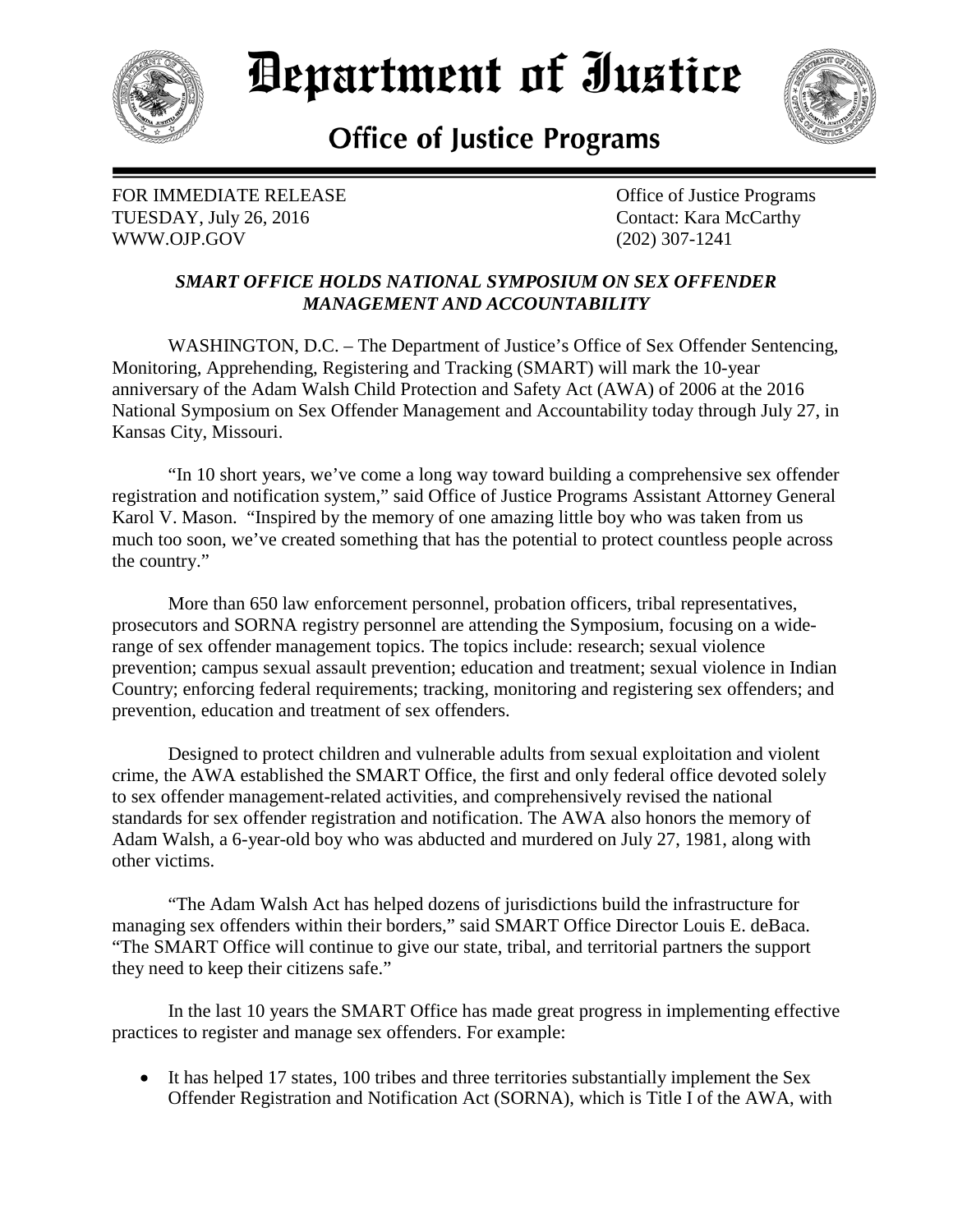# Department of Justice

## Office of Justice Programs

FOR IMMEDIATE RELEASE
TUESDAY, July 26, 2016
WWW.OJP.GOV

Office of Justice Programs
Contact: Kara McCarthy
(202) 307-1241

***SMART OFFICE HOLDS NATIONAL SYMPOSIUM ON SEX OFFENDER MANAGEMENT AND ACCOUNTABILITY***

WASHINGTON, D.C. – The Department of Justice's Office of Sex Offender Sentencing, Monitoring, Apprehending, Registering and Tracking (SMART) will mark the 10-year anniversary of the Adam Walsh Child Protection and Safety Act (AWA) of 2006 at the 2016 National Symposium on Sex Offender Management and Accountability today through July 27, in Kansas City, Missouri.

"In 10 short years, we've come a long way toward building a comprehensive sex offender registration and notification system," said Office of Justice Programs Assistant Attorney General Karol V. Mason. "Inspired by the memory of one amazing little boy who was taken from us much too soon, we've created something that has the potential to protect countless people across the country."

More than 650 law enforcement personnel, probation officers, tribal representatives, prosecutors and SORNA registry personnel are attending the Symposium, focusing on a wide-range of sex offender management topics. The topics include: research; sexual violence prevention; campus sexual assault prevention; education and treatment; sexual violence in Indian Country; enforcing federal requirements; tracking, monitoring and registering sex offenders; and prevention, education and treatment of sex offenders.

Designed to protect children and vulnerable adults from sexual exploitation and violent crime, the AWA established the SMART Office, the first and only federal office devoted solely to sex offender management-related activities, and comprehensively revised the national standards for sex offender registration and notification. The AWA also honors the memory of Adam Walsh, a 6-year-old boy who was abducted and murdered on July 27, 1981, along with other victims.

"The Adam Walsh Act has helped dozens of jurisdictions build the infrastructure for managing sex offenders within their borders," said SMART Office Director Louis E. deBaca. "The SMART Office will continue to give our state, tribal, and territorial partners the support they need to keep their citizens safe."

In the last 10 years the SMART Office has made great progress in implementing effective practices to register and manage sex offenders. For example:

- It has helped 17 states, 100 tribes and three territories substantially implement the Sex Offender Registration and Notification Act (SORNA), which is Title I of the AWA, with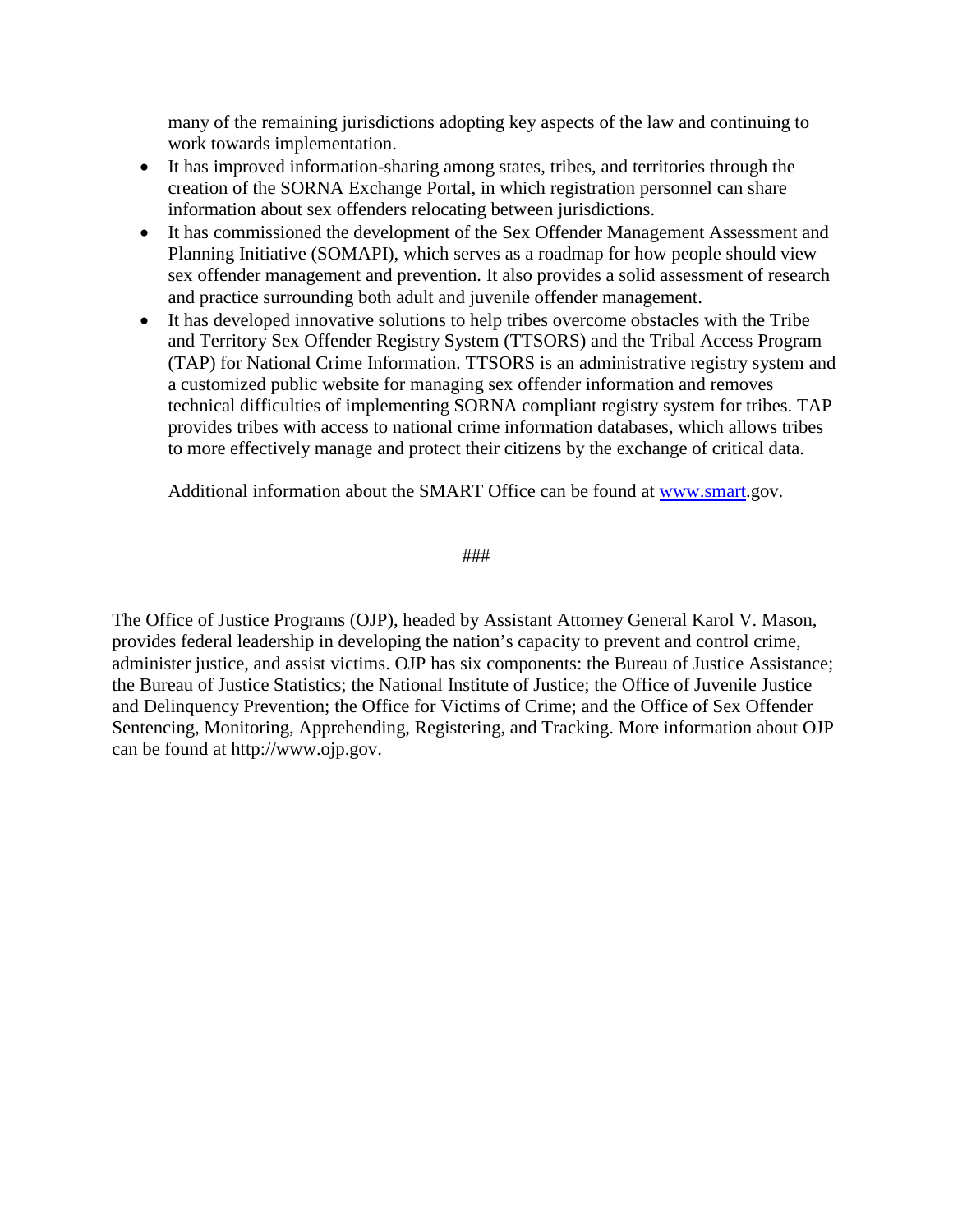many of the remaining jurisdictions adopting key aspects of the law and continuing to work towards implementation.

- It has improved information-sharing among states, tribes, and territories through the creation of the SORNA Exchange Portal, in which registration personnel can share information about sex offenders relocating between jurisdictions.
- It has commissioned the development of the Sex Offender Management Assessment and Planning Initiative (SOMAPI), which serves as a roadmap for how people should view sex offender management and prevention. It also provides a solid assessment of research and practice surrounding both adult and juvenile offender management.
- It has developed innovative solutions to help tribes overcome obstacles with the Tribe and Territory Sex Offender Registry System (TTSORS) and the Tribal Access Program (TAP) for National Crime Information. TTSORS is an administrative registry system and a customized public website for managing sex offender information and removes technical difficulties of implementing SORNA compliant registry system for tribes. TAP provides tribes with access to national crime information databases, which allows tribes to more effectively manage and protect their citizens by the exchange of critical data.

Additional information about the SMART Office can be found at www.smart.gov.

###

The Office of Justice Programs (OJP), headed by Assistant Attorney General Karol V. Mason, provides federal leadership in developing the nation's capacity to prevent and control crime, administer justice, and assist victims. OJP has six components: the Bureau of Justice Assistance; the Bureau of Justice Statistics; the National Institute of Justice; the Office of Juvenile Justice and Delinquency Prevention; the Office for Victims of Crime; and the Office of Sex Offender Sentencing, Monitoring, Apprehending, Registering, and Tracking. More information about OJP can be found at http://www.ojp.gov.